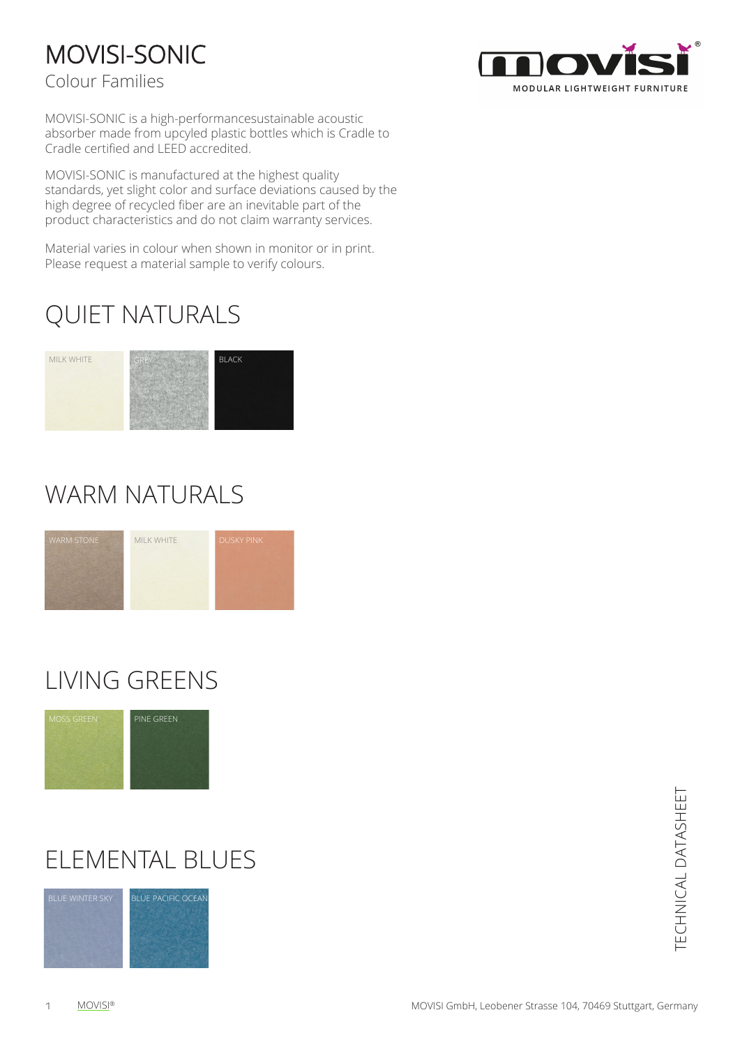# MOVISI-SONIC

## Colour Families

MOVISI-SONIC is a high-performancesustainable acoustic absorber made from upcyled plastic bottles which is Cradle to Cradle certified and LEED accredited.

MOVISI-SONIC is manufactured at the highest quality standards, yet slight color and surface deviations caused by the high degree of recycled fiber are an inevitable part of the product characteristics and do not claim warranty services.

Material varies in colour when shown in monitor or in print. Please request a material sample to verify colours.

## QUIET NATURALS

MILK WHITE

GREY

BLACK

## WARM NATURALS

WARM STONE

MILK WHITE

DUSKY PINK

## LIVING GREENS

MOSS GREEN

PINE GREEN

## ELEMENTAL BLUES

BLUE WINTER SKY

BLUE PACIFIC OCEAN

TECHNICAL DATASHEET

MOVISI®

MOVISI GmbH, Leobener Strasse 104, 70469 Stuttgart, Germany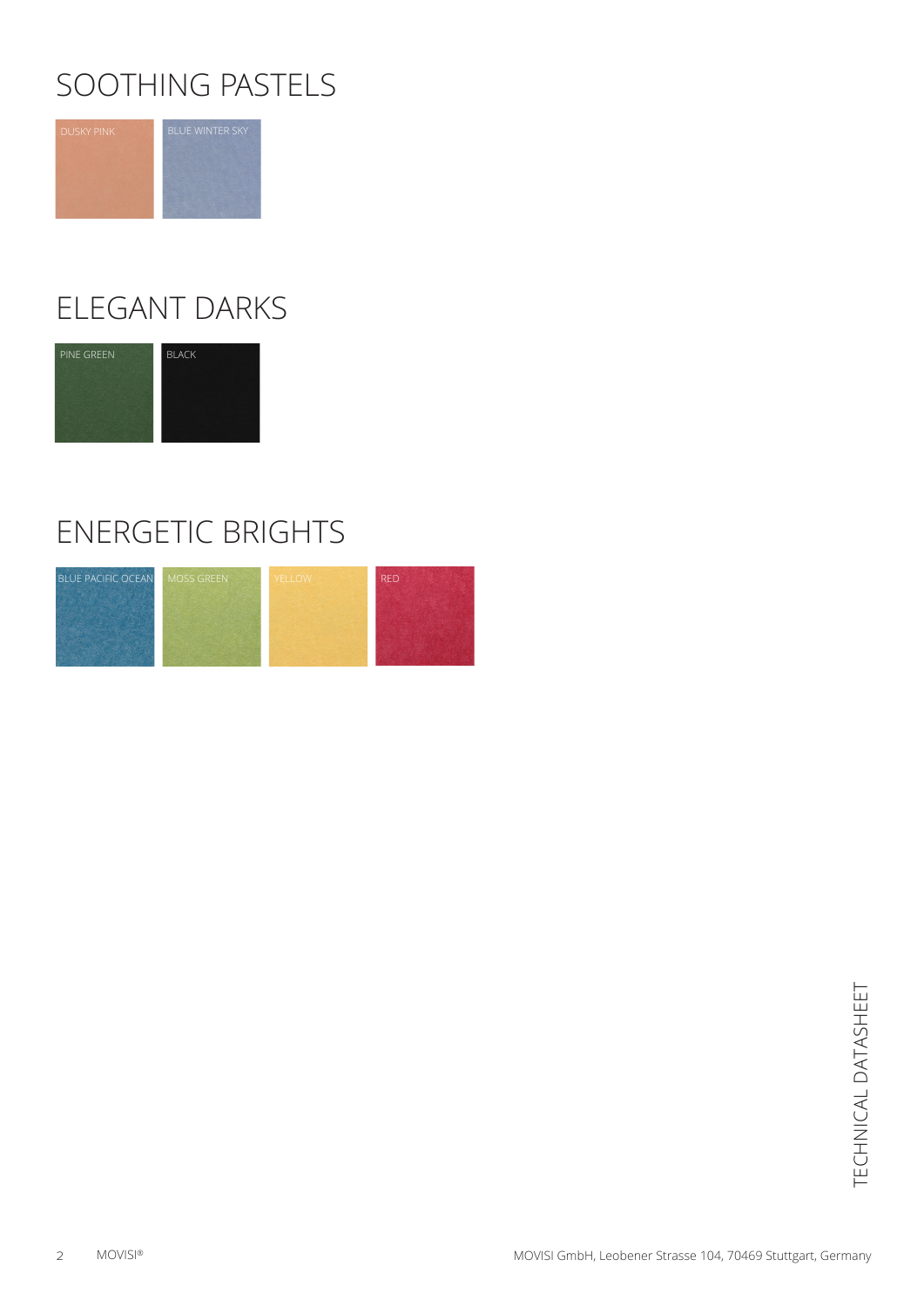## SOOTHING PASTELS

DUSKY PINK

BLUE WINTER SKY

## ELEGANT DARKS

PINE GREEN

BLACK

## ENERGETIC BRIGHTS

BLUE PACIFIC OCEAN

MOSS GREEN

YELLOW

RED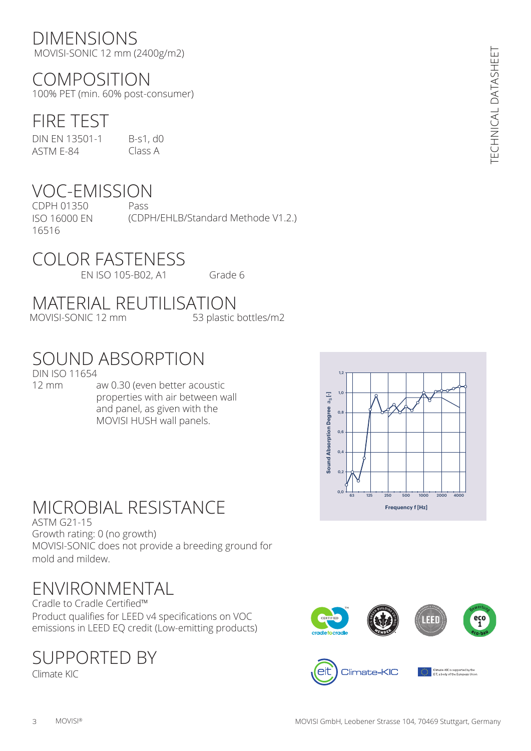# DIMENSIONS

MOVISI-SONIC 12 mm (2400g/m2)

# COMPOSITION

100% PET (min. 60% post-consumer)

# FIRE TEST

| | |
|---|---|
| DIN EN 13501-1 | B-s1, d0 |
| ASTM E-84 | Class A |

# VOC-EMISSION

| | |
|---|---|
| CDPH 01350 | Pass |
| ISO 16000 EN 16516 | (CDPH/EHLB/Standard Methode V1.2.) |

# COLOR FASTENESS

| | |
|---|---|
| EN ISO 105-B02, A1 | Grade 6 |

# MATERIAL REUTILISATION

| | |
|---|---|
| MOVISI-SONIC 12 mm | 53 plastic bottles/m2 |

# SOUND ABSORPTION

DIN ISO 11654

| | |
|---|---|
| 12 mm | aw 0.30 (even better acoustic properties with air between wall and panel, as given with the MOVISI HUSH wall panels. |

Sound Absorption Degree $a_s$ [-]
1,2
1,0
0,8
0,6
0,4
0,2
0,0
63
125
250
500
1000
2000
4000
Frequency f [Hz]

# MICROBIAL RESISTANCE

ASTM G21-15
Growth rating: 0 (no growth)
MOVISI-SONIC does not provide a breeding ground for mold and mildew.

# ENVIRONMENTAL

Cradle to Cradle Certified™
Product qualifies for LEED v4 specifications on VOC emissions in LEED EQ credit (Low-emitting products)

# SUPPORTED BY

Climate KIC

TECHNICAL DATASHEET

MOVISI®

MOVISI GmbH, Leobener Strasse 104, 70469 Stuttgart, Germany